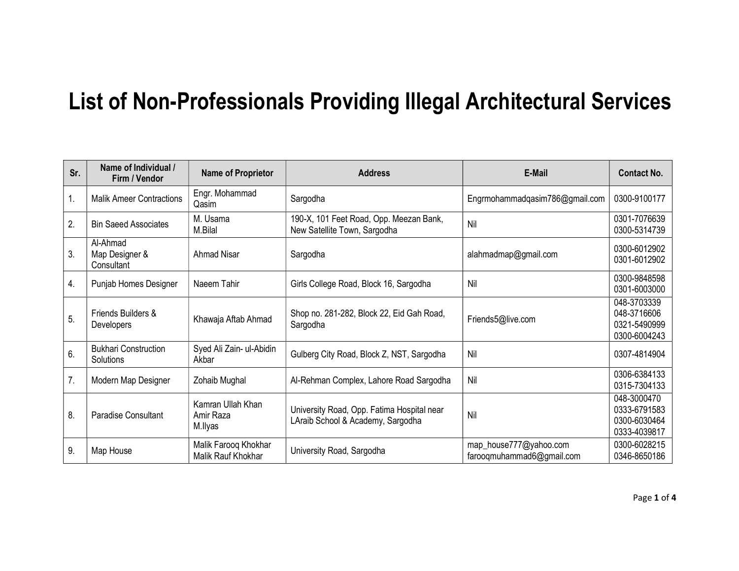# List of Non-Professionals Providing Illegal Architectural Services

| Sr. | Name of Individual / Firm / Vendor | Name of Proprietor | Address | E-Mail | Contact No. |
|---|---|---|---|---|---|
| 1. | Malik Ameer Contractions | Engr. Mohammad Qasim | Sargodha | Engrmohammadqasim786@gmail.com | 0300-9100177 |
| 2. | Bin Saeed Associates | M. Usama<br>M.Bilal | 190-X, 101 Feet Road, Opp. Meezan Bank, New Satellite Town, Sargodha | Nil | 0301-7076639<br>0300-5314739 |
| 3. | Al-Ahmad Map Designer & Consultant | Ahmad Nisar | Sargodha | alahmadmap@gmail.com | 0300-6012902<br>0301-6012902 |
| 4. | Punjab Homes Designer | Naeem Tahir | Girls College Road, Block 16, Sargodha | Nil | 0300-9848598<br>0301-6003000 |
| 5. | Friends Builders & Developers | Khawaja Aftab Ahmad | Shop no. 281-282, Block 22, Eid Gah Road, Sargodha | Friends5@live.com | 048-3703339<br>048-3716606<br>0321-5490999<br>0300-6004243 |
| 6. | Bukhari Construction Solutions | Syed Ali Zain- ul-Abidin Akbar | Gulberg City Road, Block Z, NST, Sargodha | Nil | 0307-4814904 |
| 7. | Modern Map Designer | Zohaib Mughal | Al-Rehman Complex, Lahore Road Sargodha | Nil | 0306-6384133<br>0315-7304133 |
| 8. | Paradise Consultant | Kamran Ullah Khan<br>Amir Raza<br>M.Ilyas | University Road, Opp. Fatima Hospital near LAraib School & Academy, Sargodha | Nil | 048-3000470<br>0333-6791583<br>0300-6030464<br>0333-4039817 |
| 9. | Map House | Malik Farooq Khokhar<br>Malik Rauf Khokhar | University Road, Sargodha | map_house777@yahoo.com<br>farooqmuhammad6@gmail.com | 0300-6028215<br>0346-8650186 |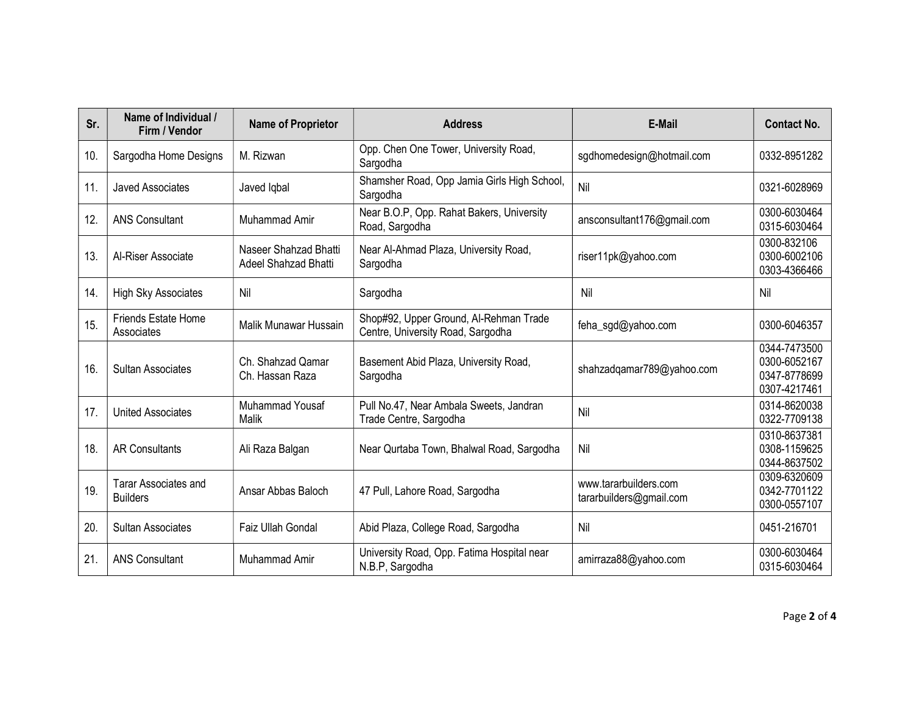| Sr. | Name of Individual / Firm / Vendor | Name of Proprietor | Address | E-Mail | Contact No. |
|---|---|---|---|---|---|
| 10. | Sargodha Home Designs | M. Rizwan | Opp. Chen One Tower, University Road, Sargodha | sgdhomedesign@hotmail.com | 0332-8951282 |
| 11. | Javed Associates | Javed Iqbal | Shamsher Road, Opp Jamia Girls High School, Sargodha | Nil | 0321-6028969 |
| 12. | ANS Consultant | Muhammad Amir | Near B.O.P, Opp. Rahat Bakers, University Road, Sargodha | ansconsultant176@gmail.com | 0300-6030464<br>0315-6030464 |
| 13. | Al-Riser Associate | Naseer Shahzad Bhatti<br>Adeel Shahzad Bhatti | Near Al-Ahmad Plaza, University Road, Sargodha | riser11pk@yahoo.com | 0300-832106<br>0300-6002106<br>0303-4366466 |
| 14. | High Sky Associates | Nil | Sargodha | Nil | Nil |
| 15. | Friends Estate Home Associates | Malik Munawar Hussain | Shop#92, Upper Ground, Al-Rehman Trade Centre, University Road, Sargodha | feha_sgd@yahoo.com | 0300-6046357 |
| 16. | Sultan Associates | Ch. Shahzad Qamar<br>Ch. Hassan Raza | Basement Abid Plaza, University Road, Sargodha | shahzadqamar789@yahoo.com | 0344-7473500<br>0300-6052167<br>0347-8778699<br>0307-4217461 |
| 17. | United Associates | Muhammad Yousaf Malik | Pull No.47, Near Ambala Sweets, Jandran Trade Centre, Sargodha | Nil | 0314-8620038<br>0322-7709138 |
| 18. | AR Consultants | Ali Raza Balgan | Near Qurtaba Town, Bhalwal Road, Sargodha | Nil | 0310-8637381<br>0308-1159625<br>0344-8637502 |
| 19. | Tarar Associates and Builders | Ansar Abbas Baloch | 47 Pull, Lahore Road, Sargodha | www.tararbuilders.com<br>tararbuilders@gmail.com | 0309-6320609<br>0342-7701122<br>0300-0557107 |
| 20. | Sultan Associates | Faiz Ullah Gondal | Abid Plaza, College Road, Sargodha | Nil | 0451-216701 |
| 21. | ANS Consultant | Muhammad Amir | University Road, Opp. Fatima Hospital near N.B.P, Sargodha | amirraza88@yahoo.com | 0300-6030464<br>0315-6030464 |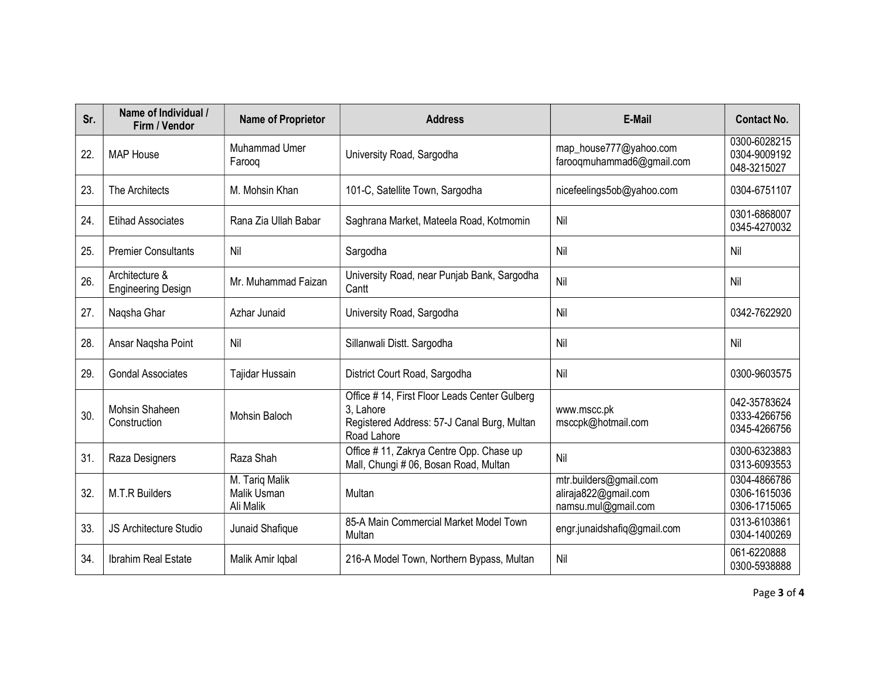| Sr. | Name of Individual / Firm / Vendor | Name of Proprietor | Address | E-Mail | Contact No. |
|---|---|---|---|---|---|
| 22. | MAP House | Muhammad Umer Farooq | University Road, Sargodha | map_house777@yahoo.com<br>farooqmuhammad6@gmail.com | 0300-6028215<br>0304-9009192<br>048-3215027 |
| 23. | The Architects | M. Mohsin Khan | 101-C, Satellite Town, Sargodha | nicefeelings5ob@yahoo.com | 0304-6751107 |
| 24. | Etihad Associates | Rana Zia Ullah Babar | Saghrana Market, Mateela Road, Kotmomin | Nil | 0301-6868007<br>0345-4270032 |
| 25. | Premier Consultants | Nil | Sargodha | Nil | Nil |
| 26. | Architecture & Engineering Design | Mr. Muhammad Faizan | University Road, near Punjab Bank, Sargodha Cantt | Nil | Nil |
| 27. | Naqsha Ghar | Azhar Junaid | University Road, Sargodha | Nil | 0342-7622920 |
| 28. | Ansar Naqsha Point | Nil | Sillanwali Distt. Sargodha | Nil | Nil |
| 29. | Gondal Associates | Tajidar Hussain | District Court Road, Sargodha | Nil | 0300-9603575 |
| 30. | Mohsin Shaheen Construction | Mohsin Baloch | Office # 14, First Floor Leads Center Gulberg 3, Lahore<br>Registered Address: 57-J Canal Burg, Multan Road Lahore | www.mscc.pk<br>msccpk@hotmail.com | 042-35783624<br>0333-4266756<br>0345-4266756 |
| 31. | Raza Designers | Raza Shah | Office # 11, Zakrya Centre Opp. Chase up Mall, Chungi # 06, Bosan Road, Multan | Nil | 0300-6323883<br>0313-6093553 |
| 32. | M.T.R Builders | M. Tariq Malik<br>Malik Usman<br>Ali Malik | Multan | mtr.builders@gmail.com<br>aliraja822@gmail.com<br>namsu.mul@gmail.com | 0304-4866786<br>0306-1615036<br>0306-1715065 |
| 33. | JS Architecture Studio | Junaid Shafique | 85-A Main Commercial Market Model Town Multan | engr.junaidshafiq@gmail.com | 0313-6103861<br>0304-1400269 |
| 34. | Ibrahim Real Estate | Malik Amir Iqbal | 216-A Model Town, Northern Bypass, Multan | Nil | 061-6220888<br>0300-5938888 |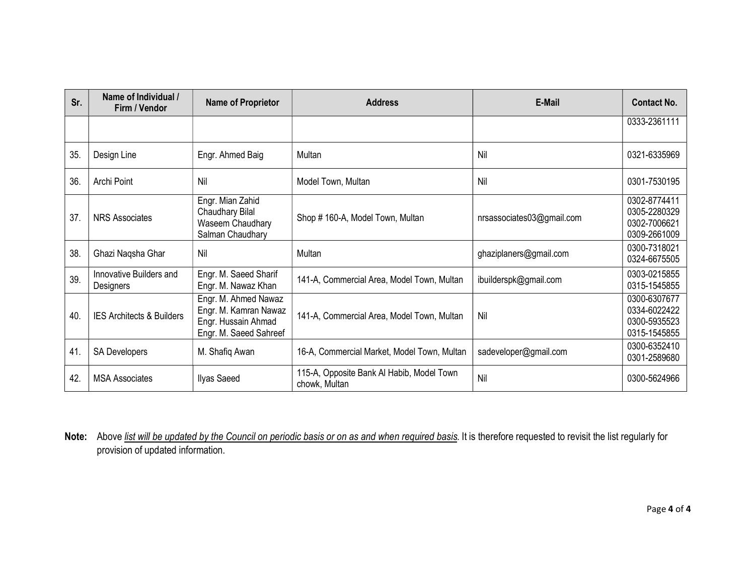| Sr. | Name of Individual / Firm / Vendor | Name of Proprietor | Address | E-Mail | Contact No. |
|---|---|---|---|---|---|
| | | | | | 0333-2361111 |
| 35. | Design Line | Engr. Ahmed Baig | Multan | Nil | 0321-6335969 |
| 36. | Archi Point | Nil | Model Town, Multan | Nil | 0301-7530195 |
| 37. | NRS Associates | Engr. Mian Zahid<br>Chaudhary Bilal<br>Waseem Chaudhary<br>Salman Chaudhary | Shop # 160-A, Model Town, Multan | nrsassociates03@gmail.com | 0302-8774411<br>0305-2280329<br>0302-7006621<br>0309-2661009 |
| 38. | Ghazi Naqsha Ghar | Nil | Multan | ghaziplaners@gmail.com | 0300-7318021<br>0324-6675505 |
| 39. | Innovative Builders and Designers | Engr. M. Saeed Sharif<br>Engr. M. Nawaz Khan | 141-A, Commercial Area, Model Town, Multan | ibuilderspk@gmail.com | 0303-0215855<br>0315-1545855 |
| 40. | IES Architects & Builders | Engr. M. Ahmed Nawaz<br>Engr. M. Kamran Nawaz<br>Engr. Hussain Ahmad<br>Engr. M. Saeed Sahreef | 141-A, Commercial Area, Model Town, Multan | Nil | 0300-6307677<br>0334-6022422<br>0300-5935523<br>0315-1545855 |
| 41. | SA Developers | M. Shafiq Awan | 16-A, Commercial Market, Model Town, Multan | sadeveloper@gmail.com | 0300-6352410<br>0301-2589680 |
| 42. | MSA Associates | Ilyas Saeed | 115-A, Opposite Bank Al Habib, Model Town chowk, Multan | Nil | 0300-5624966 |

**Note:** Above *list will be updated by the Council on periodic basis or on as and when required basis*. It is therefore requested to revisit the list regularly for provision of updated information.